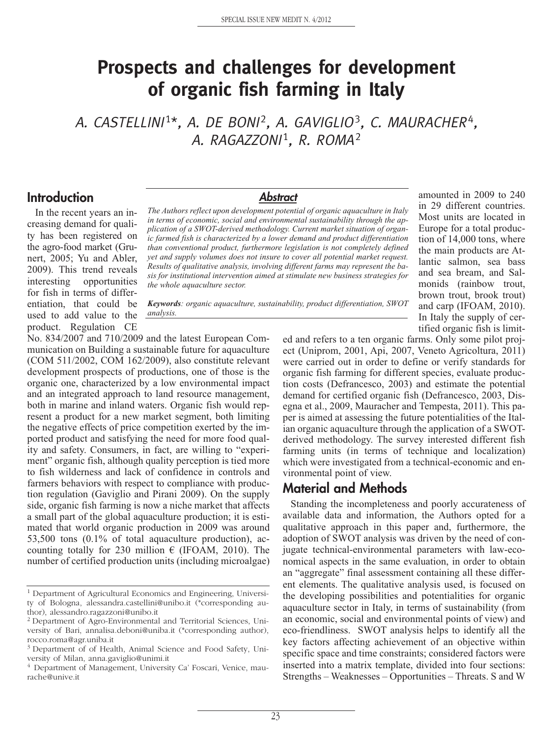# Prospects and challenges for development of organic fish farming in Italy

A. CASTELLINI[1]*, A. DE BONI[2], A. GAVIGLIO[3], C. MAURACHER[4], A. RAGAZZONI[1], R. ROMA[2]

## Abstract

*The Authors reflect upon development potential of organic aquaculture in Italy in terms of economic, social and environmental sustainability through the application of a SWOT-derived methodology. Current market situation of organic farmed fish is characterized by a lower demand and product differentiation than conventional product, furthermore legislation is not completely defined yet and supply volumes does not insure to cover all potential market request. Results of qualitative analysis, involving different farms may represent the basis for institutional intervention aimed at stimulate new business strategies for the whole aquaculture sector.*

***Keywords**: organic aquaculture, sustainability, product differentiation, SWOT analysis.*

## Introduction

In the recent years an increasing demand for quality has been registered on the agro-food market (Grunert, 2005; Yu and Abler, 2009). This trend reveals interesting opportunities for fish in terms of differentiation, that could be used to add value to the product. Regulation CE No. 834/2007 and 710/2009 and the latest European Communication on Building a sustainable future for aquaculture (COM 511/2002, COM 162/2009), also constitute relevant development prospects of productions, one of those is the organic one, characterized by a low environmental impact and an integrated approach to land resource management, both in marine and inland waters. Organic fish would represent a product for a new market segment, both limiting the negative effects of price competition exerted by the imported product and satisfying the need for more food quality and safety. Consumers, in fact, are willing to "experiment" organic fish, although quality perception is tied more to fish wilderness and lack of confidence in controls and farmers behaviors with respect to compliance with production regulation (Gaviglio and Pirani 2009). On the supply side, organic fish farming is now a niche market that affects a small part of the global aquaculture production; it is estimated that world organic production in 2009 was around 53,500 tons (0.1% of total aquaculture production), accounting totally for 230 million € (IFOAM, 2010). The number of certified production units (including microalgae) amounted in 2009 to 240 in 29 different countries. Most units are located in Europe for a total production of 14,000 tons, where the main products are Atlantic salmon, sea bass and sea bream, and Salmonids (rainbow trout, brown trout, brook trout) and carp (IFOAM, 2010). In Italy the supply of certified organic fish is limited and refers to a ten organic farms. Only some pilot project (Uniprom, 2001, Api, 2007, Veneto Agricoltura, 2011) were carried out in order to define or verify standards for organic fish farming for different species, evaluate production costs (Defrancesco, 2003) and estimate the potential demand for certified organic fish (Defrancesco, 2003, Disegna et al., 2009, Mauracher and Tempesta, 2011). This paper is aimed at assessing the future potentialities of the Italian organic aquaculture through the application of a SWOT-derived methodology. The survey interested different fish farming units (in terms of technique and localization) which were investigated from a technical-economic and environmental point of view.

## Material and Methods

Standing the incompleteness and poorly accurateness of available data and information, the Authors opted for a qualitative approach in this paper and, furthermore, the adoption of SWOT analysis was driven by the need of conjugate technical-environmental parameters with law-economical aspects in the same evaluation, in order to obtain an "aggregate" final assessment containing all these different elements. The qualitative analysis used, is focused on the developing possibilities and potentialities for organic aquaculture sector in Italy, in terms of sustainability (from an economic, social and environmental points of view) and eco-friendliness. SWOT analysis helps to identify all the key factors affecting achievement of an objective within specific space and time constraints; considered factors were inserted into a matrix template, divided into four sections: Strengths – Weaknesses – Opportunities – Threats. S and W

---

[1] Department of Agricultural Economics and Engineering, University of Bologna, alessandra.castellini@unibo.it (*corresponding author), alessandro.ragazzoni@unibo.it

[2] Department of Agro-Environmental and Territorial Sciences, University of Bari, annalisa.deboni@uniba.it (*corresponding author), rocco.roma@agr.uniba.it

[3] Department of of Health, Animal Science and Food Safety, University of Milan, anna.gaviglio@unimi.it

[4] Department of Management, University Ca' Foscari, Venice, maurache@unive.it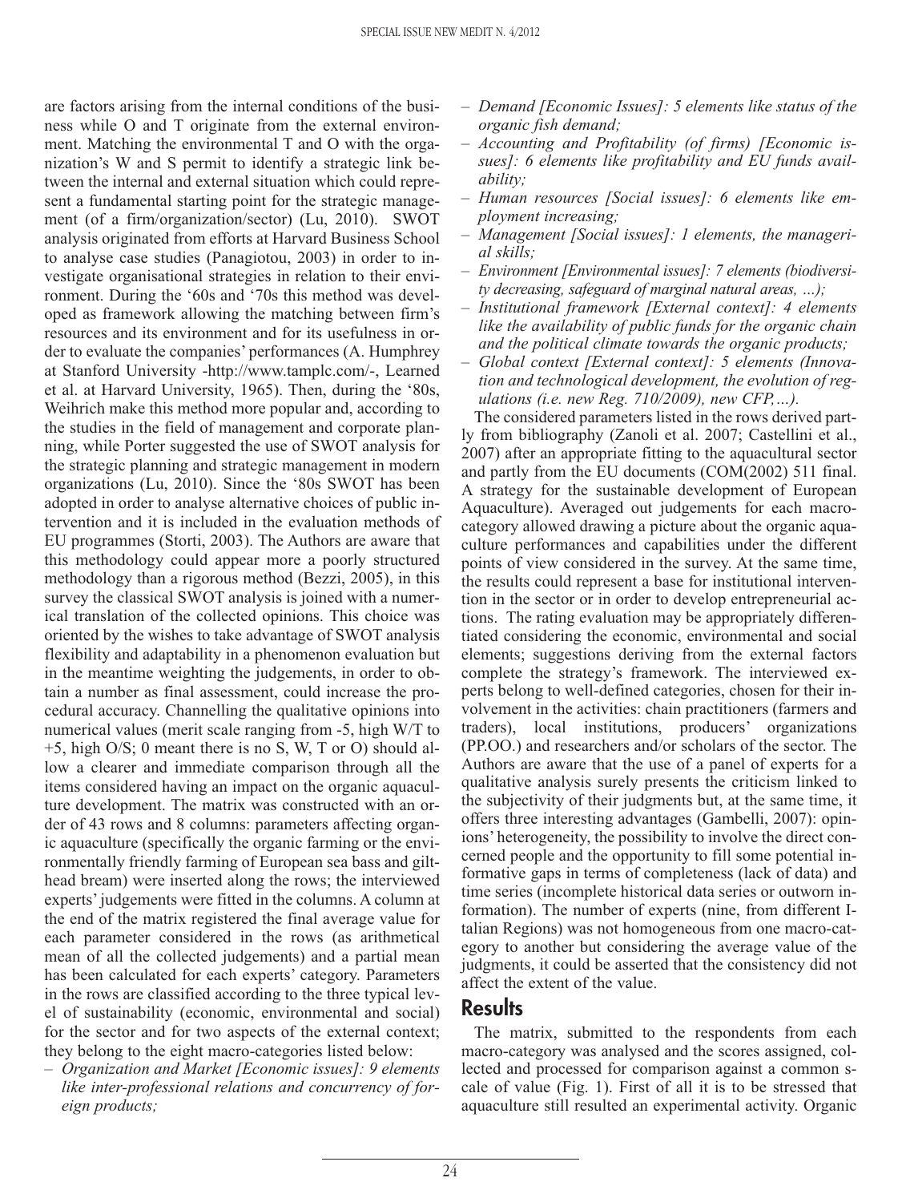are factors arising from the internal conditions of the business while O and T originate from the external environment. Matching the environmental T and O with the organization's W and S permit to identify a strategic link between the internal and external situation which could represent a fundamental starting point for the strategic management (of a firm/organization/sector) (Lu, 2010). SWOT analysis originated from efforts at Harvard Business School to analyse case studies (Panagiotou, 2003) in order to investigate organisational strategies in relation to their environment. During the '60s and '70s this method was developed as framework allowing the matching between firm's resources and its environment and for its usefulness in order to evaluate the companies' performances (A. Humphrey at Stanford University -http://www.tamplc.com/-, Learned et al. at Harvard University, 1965). Then, during the '80s, Weihrich make this method more popular and, according to the studies in the field of management and corporate planning, while Porter suggested the use of SWOT analysis for the strategic planning and strategic management in modern organizations (Lu, 2010). Since the '80s SWOT has been adopted in order to analyse alternative choices of public intervention and it is included in the evaluation methods of EU programmes (Storti, 2003). The Authors are aware that this methodology could appear more a poorly structured methodology than a rigorous method (Bezzi, 2005), in this survey the classical SWOT analysis is joined with a numerical translation of the collected opinions. This choice was oriented by the wishes to take advantage of SWOT analysis flexibility and adaptability in a phenomenon evaluation but in the meantime weighting the judgements, in order to obtain a number as final assessment, could increase the procedural accuracy. Channelling the qualitative opinions into numerical values (merit scale ranging from -5, high W/T to +5, high O/S; 0 meant there is no S, W, T or O) should allow a clearer and immediate comparison through all the items considered having an impact on the organic aquaculture development. The matrix was constructed with an order of 43 rows and 8 columns: parameters affecting organic aquaculture (specifically the organic farming or the environmentally friendly farming of European sea bass and gilthead bream) were inserted along the rows; the interviewed experts' judgements were fitted in the columns. A column at the end of the matrix registered the final average value for each parameter considered in the rows (as arithmetical mean of all the collected judgements) and a partial mean has been calculated for each experts' category. Parameters in the rows are classified according to the three typical level of sustainability (economic, environmental and social) for the sector and for two aspects of the external context; they belong to the eight macro-categories listed below:

- *Organization and Market [Economic issues]: 9 elements like inter-professional relations and concurrency of foreign products;*
- *Demand [Economic Issues]: 5 elements like status of the organic fish demand;*
- *Accounting and Profitability (of firms) [Economic issues]: 6 elements like profitability and EU funds availability;*
- *Human resources [Social issues]: 6 elements like employment increasing;*
- *Management [Social issues]: 1 elements, the managerial skills;*
- *Environment [Environmental issues]: 7 elements (biodiversity decreasing, safeguard of marginal natural areas, ...);*
- *Institutional framework [External context]: 4 elements like the availability of public funds for the organic chain and the political climate towards the organic products;*
- *Global context [External context]: 5 elements (Innovation and technological development, the evolution of regulations (i.e. new Reg. 710/2009), new CFP,...).*

The considered parameters listed in the rows derived partly from bibliography (Zanoli et al. 2007; Castellini et al., 2007) after an appropriate fitting to the aquacultural sector and partly from the EU documents (COM(2002) 511 final. A strategy for the sustainable development of European Aquaculture). Averaged out judgements for each macro-category allowed drawing a picture about the organic aquaculture performances and capabilities under the different points of view considered in the survey. At the same time, the results could represent a base for institutional intervention in the sector or in order to develop entrepreneurial actions. The rating evaluation may be appropriately differentiated considering the economic, environmental and social elements; suggestions deriving from the external factors complete the strategy's framework. The interviewed experts belong to well-defined categories, chosen for their involvement in the activities: chain practitioners (farmers and traders), local institutions, producers' organizations (PP.OO.) and researchers and/or scholars of the sector. The Authors are aware that the use of a panel of experts for a qualitative analysis surely presents the criticism linked to the subjectivity of their judgments but, at the same time, it offers three interesting advantages (Gambelli, 2007): opinions' heterogeneity, the possibility to involve the direct concerned people and the opportunity to fill some potential informative gaps in terms of completeness (lack of data) and time series (incomplete historical data series or outworn information). The number of experts (nine, from different Italian Regions) was not homogeneous from one macro-category to another but considering the average value of the judgments, it could be asserted that the consistency did not affect the extent of the value.

## Results

The matrix, submitted to the respondents from each macro-category was analysed and the scores assigned, collected and processed for comparison against a common scale of value (Fig. 1). First of all it is to be stressed that aquaculture still resulted an experimental activity. Organic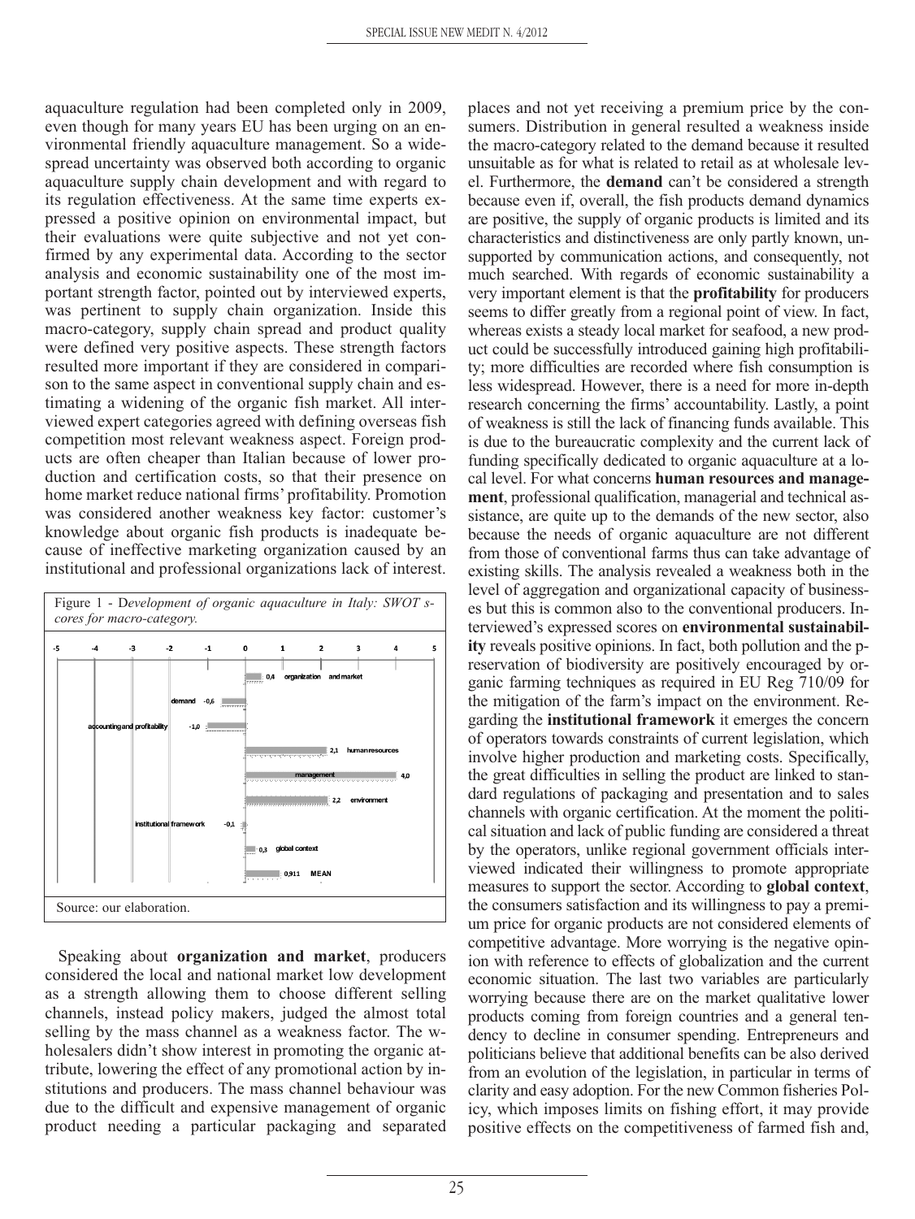aquaculture regulation had been completed only in 2009, even though for many years EU has been urging on an environmental friendly aquaculture management. So a widespread uncertainty was observed both according to organic aquaculture supply chain development and with regard to its regulation effectiveness. At the same time experts expressed a positive opinion on environmental impact, but their evaluations were quite subjective and not yet confirmed by any experimental data. According to the sector analysis and economic sustainability one of the most important strength factor, pointed out by interviewed experts, was pertinent to supply chain organization. Inside this macro-category, supply chain spread and product quality were defined very positive aspects. These strength factors resulted more important if they are considered in comparison to the same aspect in conventional supply chain and estimating a widening of the organic fish market. All interviewed expert categories agreed with defining overseas fish competition most relevant weakness aspect. Foreign products are often cheaper than Italian because of lower production and certification costs, so that their presence on home market reduce national firms' profitability. Promotion was considered another weakness key factor: customer's knowledge about organic fish products is inadequate because of ineffective marketing organization caused by an institutional and professional organizations lack of interest.

Figure 1 - *Development of organic aquaculture in Italy: SWOT scores for macro-category.*

| Macro-category | Score |
|---|---|
| organization and market | 0,4 |
| demand | -0,6 |
| accounting and profitability | -1,0 |
| human resources | 2,1 |
| management | 4,0 |
| environment | 2,2 |
| institutional framework | -0,1 |
| global context | 0,3 |
| MEAN | 0,911 |

Source: our elaboration.

Speaking about **organization and market**, producers considered the local and national market low development as a strength allowing them to choose different selling channels, instead policy makers, judged the almost total selling by the mass channel as a weakness factor. The wholesalers didn't show interest in promoting the organic attribute, lowering the effect of any promotional action by institutions and producers. The mass channel behaviour was due to the difficult and expensive management of organic product needing a particular packaging and separated places and not yet receiving a premium price by the consumers. Distribution in general resulted a weakness inside the macro-category related to the demand because it resulted unsuitable as for what is related to retail as at wholesale level. Furthermore, the **demand** can't be considered a strength because even if, overall, the fish products demand dynamics are positive, the supply of organic products is limited and its characteristics and distinctiveness are only partly known, unsupported by communication actions, and consequently, not much searched. With regards of economic sustainability a very important element is that the **profitability** for producers seems to differ greatly from a regional point of view. In fact, whereas exists a steady local market for seafood, a new product could be successfully introduced gaining high profitability; more difficulties are recorded where fish consumption is less widespread. However, there is a need for more in-depth research concerning the firms' accountability. Lastly, a point of weakness is still the lack of financing funds available. This is due to the bureaucratic complexity and the current lack of funding specifically dedicated to organic aquaculture at a local level. For what concerns **human resources and management**, professional qualification, managerial and technical assistance, are quite up to the demands of the new sector, also because the needs of organic aquaculture are not different from those of conventional farms thus can take advantage of existing skills. The analysis revealed a weakness both in the level of aggregation and organizational capacity of businesses but this is common also to the conventional producers. Interviewed's expressed scores on **environmental sustainability** reveals positive opinions. In fact, both pollution and the preservation of biodiversity are positively encouraged by organic farming techniques as required in EU Reg 710/09 for the mitigation of the farm's impact on the environment. Regarding the **institutional framework** it emerges the concern of operators towards constraints of current legislation, which involve higher production and marketing costs. Specifically, the great difficulties in selling the product are linked to standard regulations of packaging and presentation and to sales channels with organic certification. At the moment the political situation and lack of public funding are considered a threat by the operators, unlike regional government officials interviewed indicated their willingness to promote appropriate measures to support the sector. According to **global context**, the consumers satisfaction and its willingness to pay a premium price for organic products are not considered elements of competitive advantage. More worrying is the negative opinion with reference to effects of globalization and the current economic situation. The last two variables are particularly worrying because there are on the market qualitative lower products coming from foreign countries and a general tendency to decline in consumer spending. Entrepreneurs and politicians believe that additional benefits can be also derived from an evolution of the legislation, in particular in terms of clarity and easy adoption. For the new Common fisheries Policy, which imposes limits on fishing effort, it may provide positive effects on the competitiveness of farmed fish and,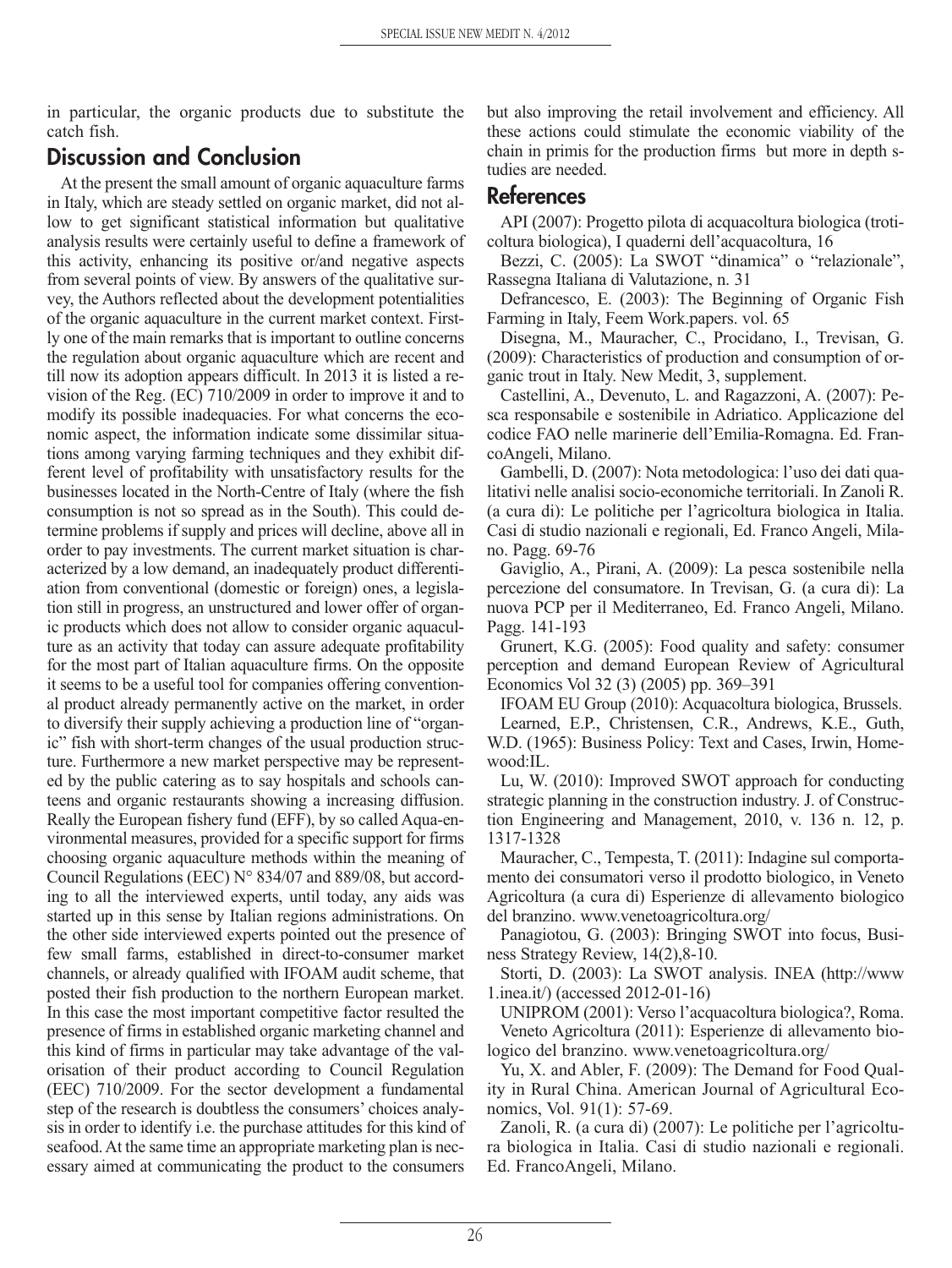in particular, the organic products due to substitute the catch fish.

## Discussion and Conclusion

At the present the small amount of organic aquaculture farms in Italy, which are steady settled on organic market, did not allow to get significant statistical information but qualitative analysis results were certainly useful to define a framework of this activity, enhancing its positive or/and negative aspects from several points of view. By answers of the qualitative survey, the Authors reflected about the development potentialities of the organic aquaculture in the current market context. Firstly one of the main remarks that is important to outline concerns the regulation about organic aquaculture which are recent and till now its adoption appears difficult. In 2013 it is listed a revision of the Reg. (EC) 710/2009 in order to improve it and to modify its possible inadequacies. For what concerns the economic aspect, the information indicate some dissimilar situations among varying farming techniques and they exhibit different level of profitability with unsatisfactory results for the businesses located in the North-Centre of Italy (where the fish consumption is not so spread as in the South). This could determine problems if supply and prices will decline, above all in order to pay investments. The current market situation is characterized by a low demand, an inadequately product differentiation from conventional (domestic or foreign) ones, a legislation still in progress, an unstructured and lower offer of organic products which does not allow to consider organic aquaculture as an activity that today can assure adequate profitability for the most part of Italian aquaculture firms. On the opposite it seems to be a useful tool for companies offering conventional product already permanently active on the market, in order to diversify their supply achieving a production line of "organic" fish with short-term changes of the usual production structure. Furthermore a new market perspective may be represented by the public catering as to say hospitals and schools canteens and organic restaurants showing a increasing diffusion. Really the European fishery fund (EFF), by so called Aqua-environmental measures, provided for a specific support for firms choosing organic aquaculture methods within the meaning of Council Regulations (EEC) N° 834/07 and 889/08, but according to all the interviewed experts, until today, any aids was started up in this sense by Italian regions administrations. On the other side interviewed experts pointed out the presence of few small farms, established in direct-to-consumer market channels, or already qualified with IFOAM audit scheme, that posted their fish production to the northern European market. In this case the most important competitive factor resulted the presence of firms in established organic marketing channel and this kind of firms in particular may take advantage of the valorisation of their product according to Council Regulation (EEC) 710/2009. For the sector development a fundamental step of the research is doubtless the consumers' choices analysis in order to identify i.e. the purchase attitudes for this kind of seafood. At the same time an appropriate marketing plan is necessary aimed at communicating the product to the consumers but also improving the retail involvement and efficiency. All these actions could stimulate the economic viability of the chain in primis for the production firms but more in depth studies are needed.

## References

API (2007): Progetto pilota di acquacoltura biologica (troticoltura biologica), I quaderni dell'acquacoltura, 16

Bezzi, C. (2005): La SWOT "dinamica" o "relazionale", Rassegna Italiana di Valutazione, n. 31

Defrancesco, E. (2003): The Beginning of Organic Fish Farming in Italy, Feem Work.papers. vol. 65

Disegna, M., Mauracher, C., Procidano, I., Trevisan, G. (2009): Characteristics of production and consumption of organic trout in Italy. New Medit, 3, supplement.

Castellini, A., Devenuto, L. and Ragazzoni, A. (2007): Pesca responsabile e sostenibile in Adriatico. Applicazione del codice FAO nelle marinerie dell'Emilia-Romagna. Ed. FrancoAngeli, Milano.

Gambelli, D. (2007): Nota metodologica: l'uso dei dati qualitativi nelle analisi socio-economiche territoriali. In Zanoli R. (a cura di): Le politiche per l'agricoltura biologica in Italia. Casi di studio nazionali e regionali, Ed. Franco Angeli, Milano. Pagg. 69-76

Gaviglio, A., Pirani, A. (2009): La pesca sostenibile nella percezione del consumatore. In Trevisan, G. (a cura di): La nuova PCP per il Mediterraneo, Ed. Franco Angeli, Milano. Pagg. 141-193

Grunert, K.G. (2005): Food quality and safety: consumer perception and demand European Review of Agricultural Economics Vol 32 (3) (2005) pp. 369–391

IFOAM EU Group (2010): Acquacoltura biologica, Brussels.

Learned, E.P., Christensen, C.R., Andrews, K.E., Guth, W.D. (1965): Business Policy: Text and Cases, Irwin, Homewood:IL.

Lu, W. (2010): Improved SWOT approach for conducting strategic planning in the construction industry. J. of Construction Engineering and Management, 2010, v. 136 n. 12, p. 1317-1328

Mauracher, C., Tempesta, T. (2011): Indagine sul comportamento dei consumatori verso il prodotto biologico, in Veneto Agricoltura (a cura di) Esperienze di allevamento biologico del branzino. www.venetoagricoltura.org/

Panagiotou, G. (2003): Bringing SWOT into focus, Business Strategy Review, 14(2),8-10.

Storti, D. (2003): La SWOT analysis. INEA (http://www 1.inea.it/) (accessed 2012-01-16)

UNIPROM (2001): Verso l'acquacoltura biologica?, Roma.

Veneto Agricoltura (2011): Esperienze di allevamento biologico del branzino. www.venetoagricoltura.org/

Yu, X. and Abler, F. (2009): The Demand for Food Quality in Rural China. American Journal of Agricultural Economics, Vol. 91(1): 57-69.

Zanoli, R. (a cura di) (2007): Le politiche per l'agricoltura biologica in Italia. Casi di studio nazionali e regionali. Ed. FrancoAngeli, Milano.